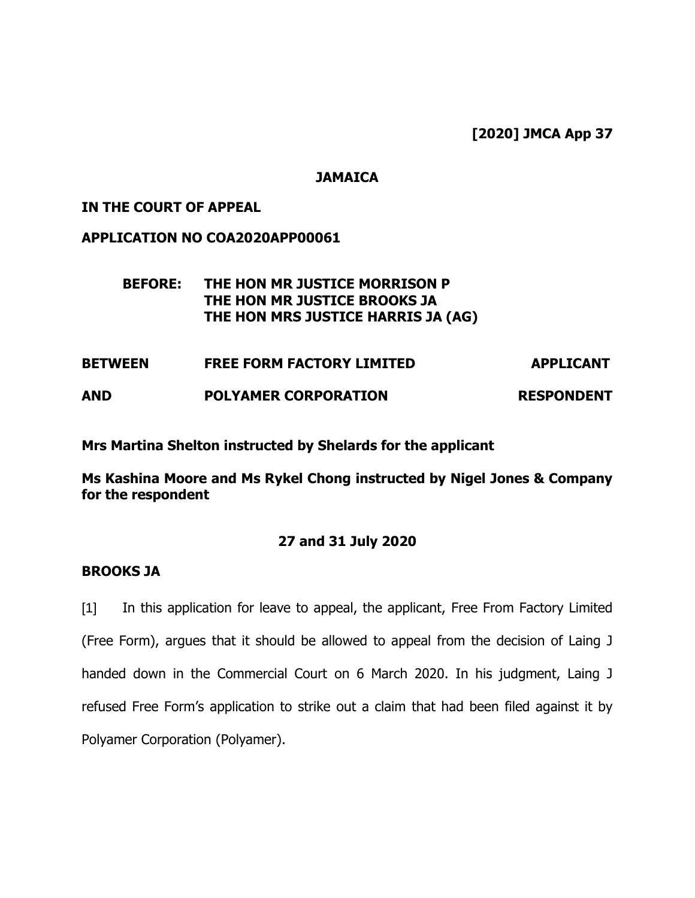**[2020] JMCA App 37**

**JAMAICA**

**IN THE COURT OF APPEAL**

**APPLICATION NO COA2020APP00061**

**BEFORE: THE HON MR JUSTICE MORRISON P**
**THE HON MR JUSTICE BROOKS JA**
**THE HON MRS JUSTICE HARRIS JA (AG)**

| | | |
|---|---|---|
| **BETWEEN** | **FREE FORM FACTORY LIMITED** | **APPLICANT** |
| **AND** | **POLYAMER CORPORATION** | **RESPONDENT** |

**Mrs Martina Shelton instructed by Shelards for the applicant**

**Ms Kashina Moore and Ms Rykel Chong instructed by Nigel Jones & Company for the respondent**

**27 and 31 July 2020**

**BROOKS JA**

[1] In this application for leave to appeal, the applicant, Free From Factory Limited (Free Form), argues that it should be allowed to appeal from the decision of Laing J handed down in the Commercial Court on 6 March 2020. In his judgment, Laing J refused Free Form's application to strike out a claim that had been filed against it by Polyamer Corporation (Polyamer).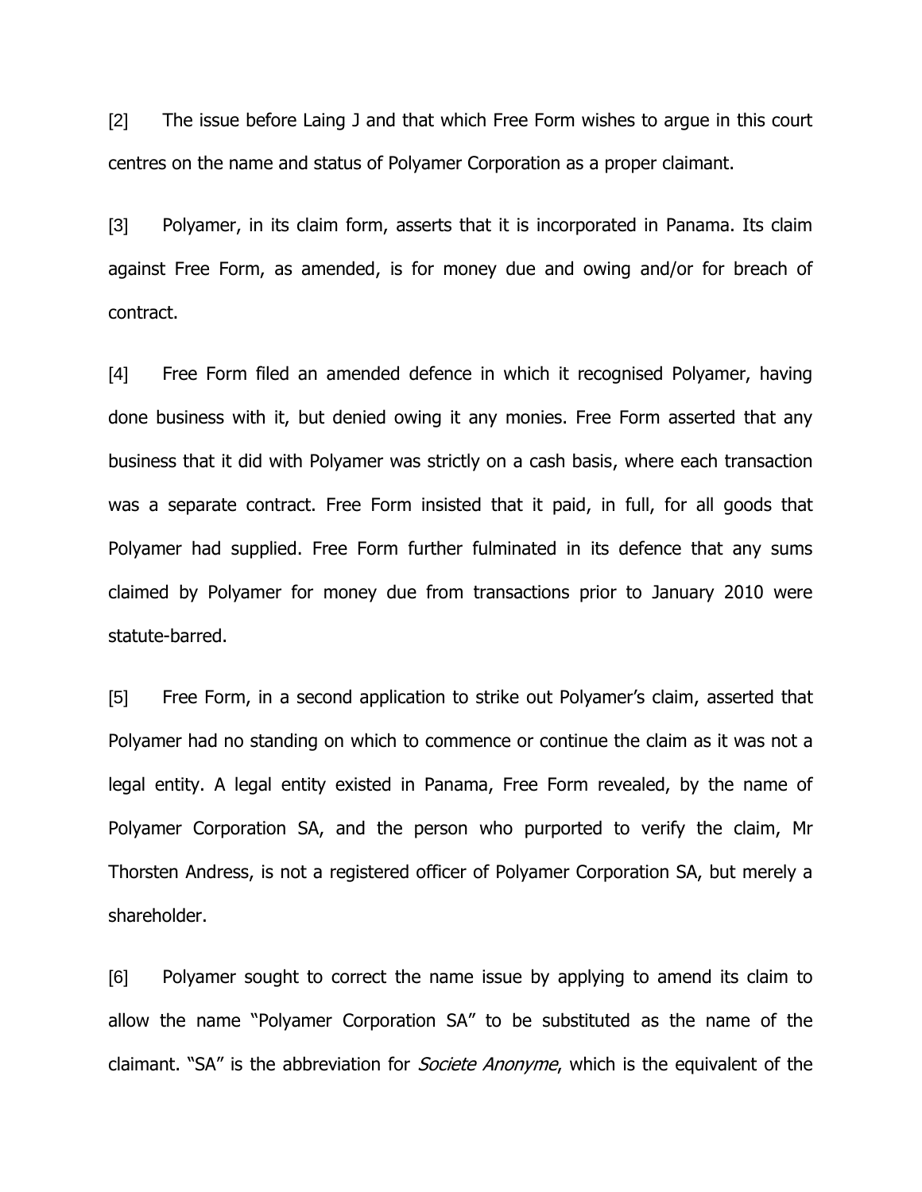[2] The issue before Laing J and that which Free Form wishes to argue in this court centres on the name and status of Polyamer Corporation as a proper claimant.

[3] Polyamer, in its claim form, asserts that it is incorporated in Panama. Its claim against Free Form, as amended, is for money due and owing and/or for breach of contract.

[4] Free Form filed an amended defence in which it recognised Polyamer, having done business with it, but denied owing it any monies. Free Form asserted that any business that it did with Polyamer was strictly on a cash basis, where each transaction was a separate contract. Free Form insisted that it paid, in full, for all goods that Polyamer had supplied. Free Form further fulminated in its defence that any sums claimed by Polyamer for money due from transactions prior to January 2010 were statute-barred.

[5] Free Form, in a second application to strike out Polyamer's claim, asserted that Polyamer had no standing on which to commence or continue the claim as it was not a legal entity. A legal entity existed in Panama, Free Form revealed, by the name of Polyamer Corporation SA, and the person who purported to verify the claim, Mr Thorsten Andress, is not a registered officer of Polyamer Corporation SA, but merely a shareholder.

[6] Polyamer sought to correct the name issue by applying to amend its claim to allow the name "Polyamer Corporation SA" to be substituted as the name of the claimant. "SA" is the abbreviation for *Societe Anonyme*, which is the equivalent of the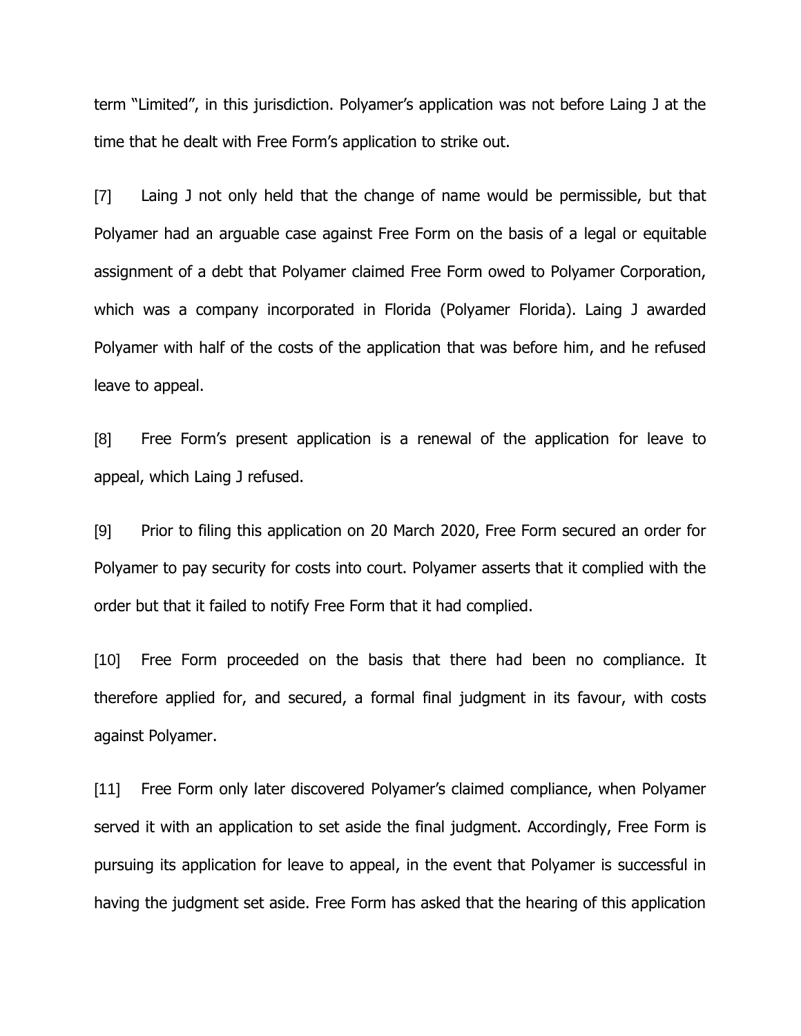term "Limited", in this jurisdiction. Polyamer's application was not before Laing J at the time that he dealt with Free Form's application to strike out.

[7] Laing J not only held that the change of name would be permissible, but that Polyamer had an arguable case against Free Form on the basis of a legal or equitable assignment of a debt that Polyamer claimed Free Form owed to Polyamer Corporation, which was a company incorporated in Florida (Polyamer Florida). Laing J awarded Polyamer with half of the costs of the application that was before him, and he refused leave to appeal.

[8] Free Form's present application is a renewal of the application for leave to appeal, which Laing J refused.

[9] Prior to filing this application on 20 March 2020, Free Form secured an order for Polyamer to pay security for costs into court. Polyamer asserts that it complied with the order but that it failed to notify Free Form that it had complied.

[10] Free Form proceeded on the basis that there had been no compliance. It therefore applied for, and secured, a formal final judgment in its favour, with costs against Polyamer.

[11] Free Form only later discovered Polyamer's claimed compliance, when Polyamer served it with an application to set aside the final judgment. Accordingly, Free Form is pursuing its application for leave to appeal, in the event that Polyamer is successful in having the judgment set aside. Free Form has asked that the hearing of this application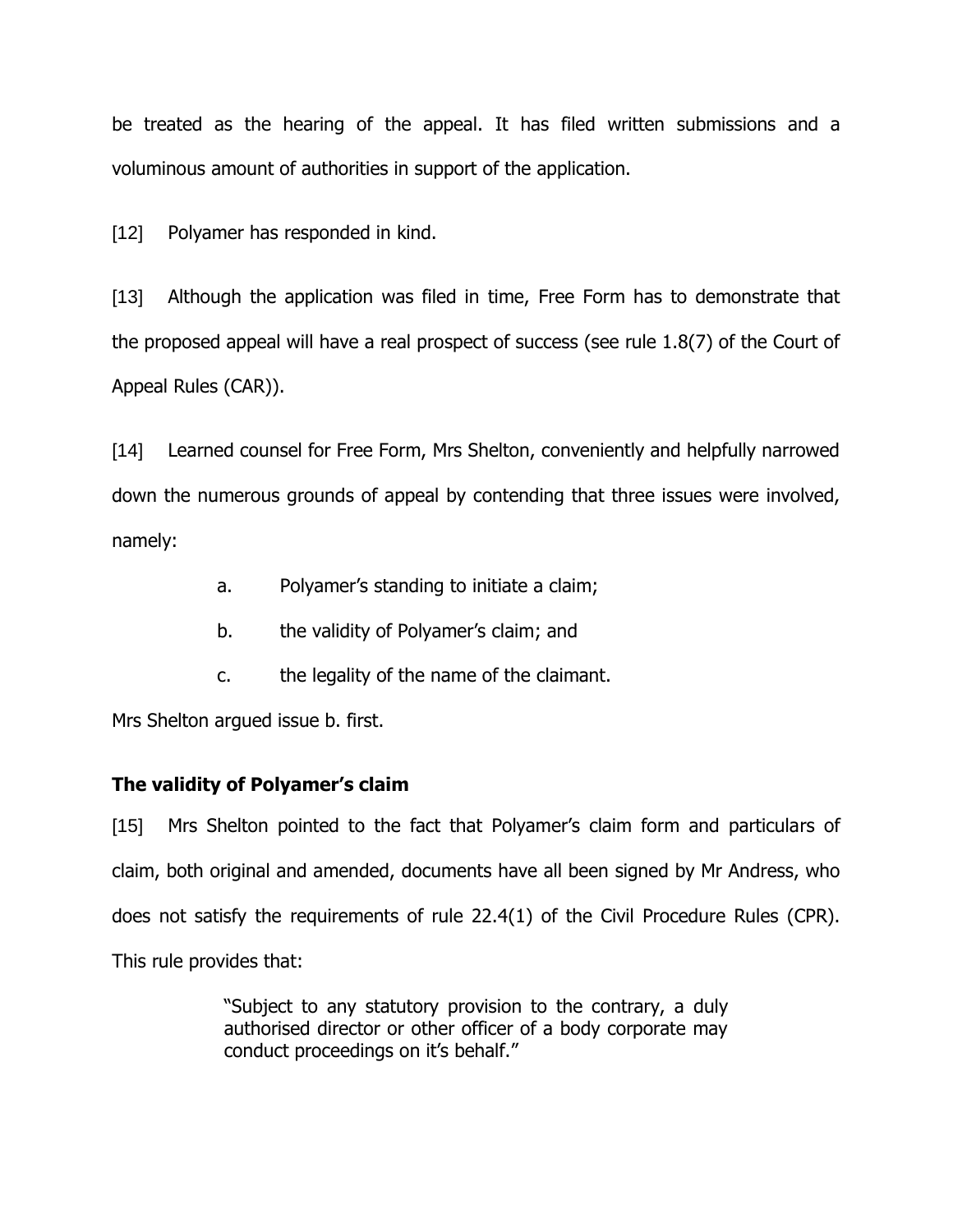be treated as the hearing of the appeal. It has filed written submissions and a voluminous amount of authorities in support of the application.

[12] Polyamer has responded in kind.

[13] Although the application was filed in time, Free Form has to demonstrate that the proposed appeal will have a real prospect of success (see rule 1.8(7) of the Court of Appeal Rules (CAR)).

[14] Learned counsel for Free Form, Mrs Shelton, conveniently and helpfully narrowed down the numerous grounds of appeal by contending that three issues were involved, namely:

a. Polyamer's standing to initiate a claim;

b. the validity of Polyamer's claim; and

c. the legality of the name of the claimant.

Mrs Shelton argued issue b. first.

### The validity of Polyamer's claim

[15] Mrs Shelton pointed to the fact that Polyamer's claim form and particulars of claim, both original and amended, documents have all been signed by Mr Andress, who does not satisfy the requirements of rule 22.4(1) of the Civil Procedure Rules (CPR). This rule provides that:

> "Subject to any statutory provision to the contrary, a duly authorised director or other officer of a body corporate may conduct proceedings on it's behalf."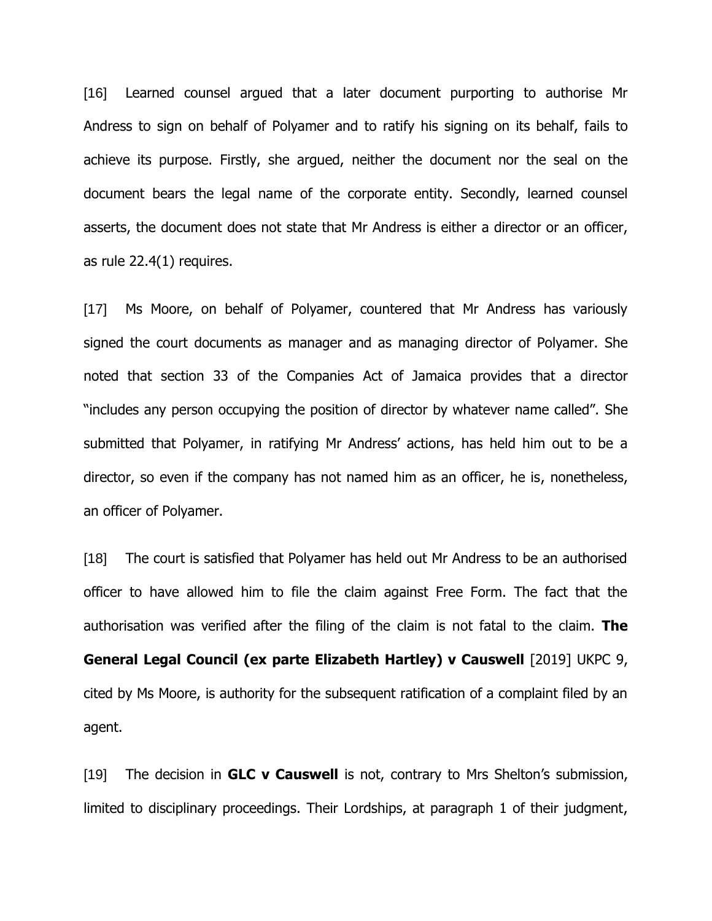[16] Learned counsel argued that a later document purporting to authorise Mr Andress to sign on behalf of Polyamer and to ratify his signing on its behalf, fails to achieve its purpose. Firstly, she argued, neither the document nor the seal on the document bears the legal name of the corporate entity. Secondly, learned counsel asserts, the document does not state that Mr Andress is either a director or an officer, as rule 22.4(1) requires.

[17] Ms Moore, on behalf of Polyamer, countered that Mr Andress has variously signed the court documents as manager and as managing director of Polyamer. She noted that section 33 of the Companies Act of Jamaica provides that a director "includes any person occupying the position of director by whatever name called". She submitted that Polyamer, in ratifying Mr Andress' actions, has held him out to be a director, so even if the company has not named him as an officer, he is, nonetheless, an officer of Polyamer.

[18] The court is satisfied that Polyamer has held out Mr Andress to be an authorised officer to have allowed him to file the claim against Free Form. The fact that the authorisation was verified after the filing of the claim is not fatal to the claim. **The General Legal Council (ex parte Elizabeth Hartley) v Causwell** [2019] UKPC 9, cited by Ms Moore, is authority for the subsequent ratification of a complaint filed by an agent.

[19] The decision in **GLC v Causwell** is not, contrary to Mrs Shelton's submission, limited to disciplinary proceedings. Their Lordships, at paragraph 1 of their judgment,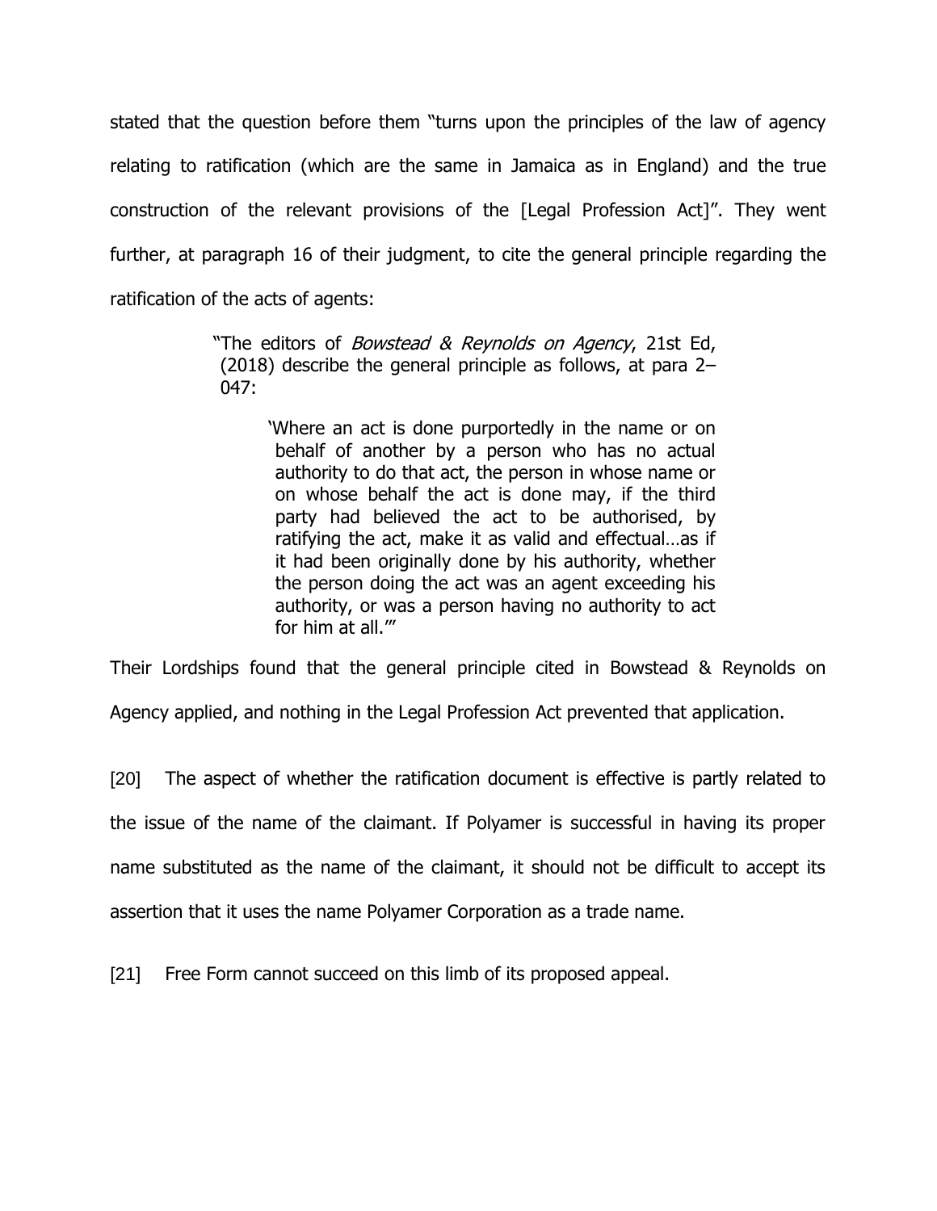stated that the question before them "turns upon the principles of the law of agency relating to ratification (which are the same in Jamaica as in England) and the true construction of the relevant provisions of the [Legal Profession Act]". They went further, at paragraph 16 of their judgment, to cite the general principle regarding the ratification of the acts of agents:

> "The editors of *Bowstead & Reynolds on Agency*, 21st Ed, (2018) describe the general principle as follows, at para 2–047:
>
> > 'Where an act is done purportedly in the name or on behalf of another by a person who has no actual authority to do that act, the person in whose name or on whose behalf the act is done may, if the third party had believed the act to be authorised, by ratifying the act, make it as valid and effectual…as if it had been originally done by his authority, whether the person doing the act was an agent exceeding his authority, or was a person having no authority to act for him at all.'"

Their Lordships found that the general principle cited in Bowstead & Reynolds on Agency applied, and nothing in the Legal Profession Act prevented that application.

[20] The aspect of whether the ratification document is effective is partly related to the issue of the name of the claimant. If Polyamer is successful in having its proper name substituted as the name of the claimant, it should not be difficult to accept its assertion that it uses the name Polyamer Corporation as a trade name.

[21] Free Form cannot succeed on this limb of its proposed appeal.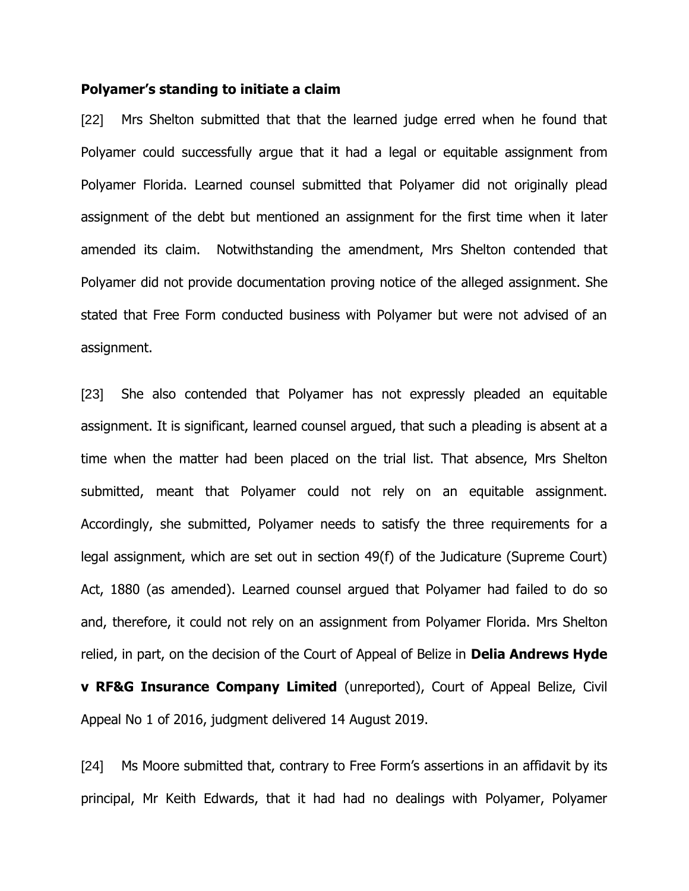**Polyamer's standing to initiate a claim**

[22] Mrs Shelton submitted that that the learned judge erred when he found that Polyamer could successfully argue that it had a legal or equitable assignment from Polyamer Florida. Learned counsel submitted that Polyamer did not originally plead assignment of the debt but mentioned an assignment for the first time when it later amended its claim. Notwithstanding the amendment, Mrs Shelton contended that Polyamer did not provide documentation proving notice of the alleged assignment. She stated that Free Form conducted business with Polyamer but were not advised of an assignment.

[23] She also contended that Polyamer has not expressly pleaded an equitable assignment. It is significant, learned counsel argued, that such a pleading is absent at a time when the matter had been placed on the trial list. That absence, Mrs Shelton submitted, meant that Polyamer could not rely on an equitable assignment. Accordingly, she submitted, Polyamer needs to satisfy the three requirements for a legal assignment, which are set out in section 49(f) of the Judicature (Supreme Court) Act, 1880 (as amended). Learned counsel argued that Polyamer had failed to do so and, therefore, it could not rely on an assignment from Polyamer Florida. Mrs Shelton relied, in part, on the decision of the Court of Appeal of Belize in **Delia Andrews Hyde v RF&G Insurance Company Limited** (unreported), Court of Appeal Belize, Civil Appeal No 1 of 2016, judgment delivered 14 August 2019.

[24] Ms Moore submitted that, contrary to Free Form's assertions in an affidavit by its principal, Mr Keith Edwards, that it had had no dealings with Polyamer, Polyamer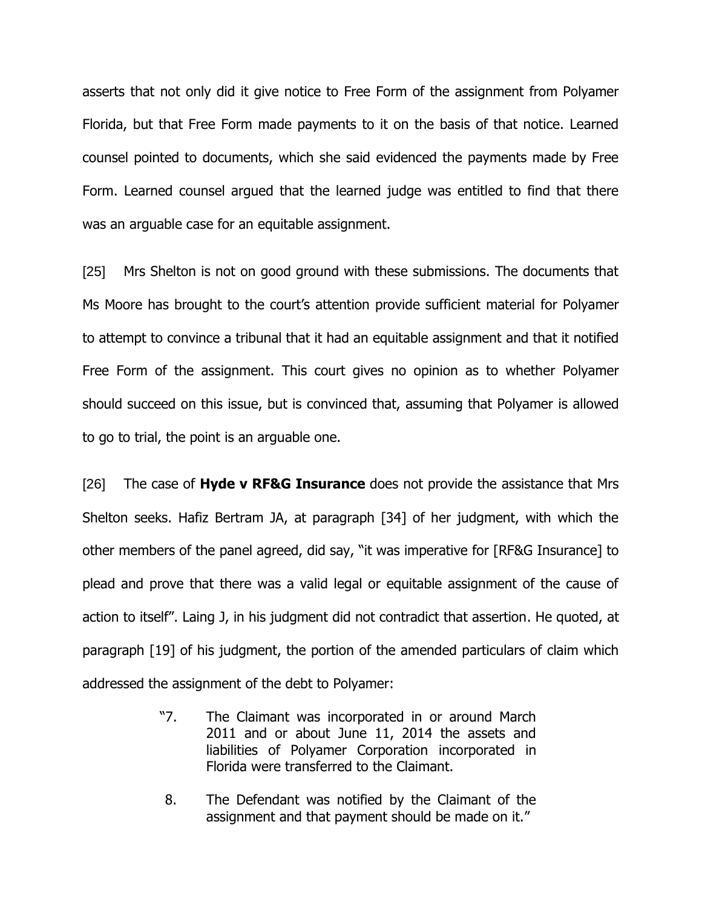asserts that not only did it give notice to Free Form of the assignment from Polyamer Florida, but that Free Form made payments to it on the basis of that notice. Learned counsel pointed to documents, which she said evidenced the payments made by Free Form. Learned counsel argued that the learned judge was entitled to find that there was an arguable case for an equitable assignment.

[25] Mrs Shelton is not on good ground with these submissions. The documents that Ms Moore has brought to the court's attention provide sufficient material for Polyamer to attempt to convince a tribunal that it had an equitable assignment and that it notified Free Form of the assignment. This court gives no opinion as to whether Polyamer should succeed on this issue, but is convinced that, assuming that Polyamer is allowed to go to trial, the point is an arguable one.

[26] The case of **Hyde v RF&G Insurance** does not provide the assistance that Mrs Shelton seeks. Hafiz Bertram JA, at paragraph [34] of her judgment, with which the other members of the panel agreed, did say, "it was imperative for [RF&G Insurance] to plead and prove that there was a valid legal or equitable assignment of the cause of action to itself". Laing J, in his judgment did not contradict that assertion. He quoted, at paragraph [19] of his judgment, the portion of the amended particulars of claim which addressed the assignment of the debt to Polyamer:

> "7. The Claimant was incorporated in or around March 2011 and or about June 11, 2014 the assets and liabilities of Polyamer Corporation incorporated in Florida were transferred to the Claimant.
>
> 8. The Defendant was notified by the Claimant of the assignment and that payment should be made on it."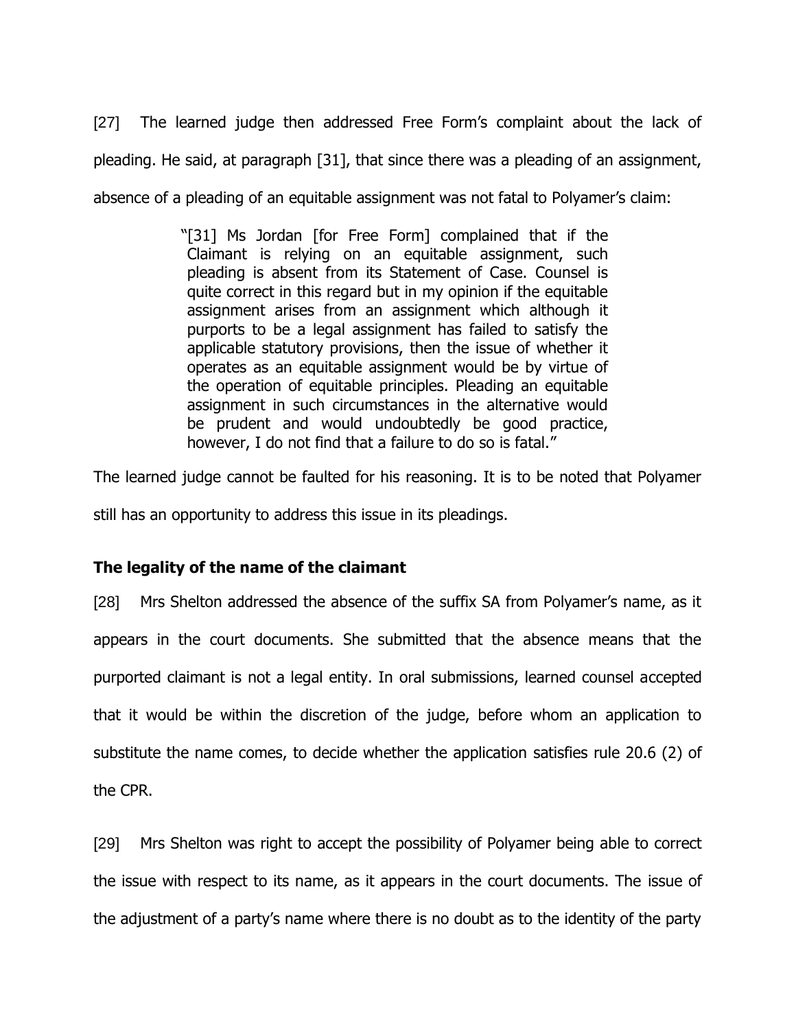[27] The learned judge then addressed Free Form's complaint about the lack of pleading. He said, at paragraph [31], that since there was a pleading of an assignment, absence of a pleading of an equitable assignment was not fatal to Polyamer's claim:

> "[31] Ms Jordan [for Free Form] complained that if the Claimant is relying on an equitable assignment, such pleading is absent from its Statement of Case. Counsel is quite correct in this regard but in my opinion if the equitable assignment arises from an assignment which although it purports to be a legal assignment has failed to satisfy the applicable statutory provisions, then the issue of whether it operates as an equitable assignment would be by virtue of the operation of equitable principles. Pleading an equitable assignment in such circumstances in the alternative would be prudent and would undoubtedly be good practice, however, I do not find that a failure to do so is fatal."

The learned judge cannot be faulted for his reasoning. It is to be noted that Polyamer still has an opportunity to address this issue in its pleadings.

**The legality of the name of the claimant**

[28] Mrs Shelton addressed the absence of the suffix SA from Polyamer's name, as it appears in the court documents. She submitted that the absence means that the purported claimant is not a legal entity. In oral submissions, learned counsel accepted that it would be within the discretion of the judge, before whom an application to substitute the name comes, to decide whether the application satisfies rule 20.6 (2) of the CPR.

[29] Mrs Shelton was right to accept the possibility of Polyamer being able to correct the issue with respect to its name, as it appears in the court documents. The issue of the adjustment of a party's name where there is no doubt as to the identity of the party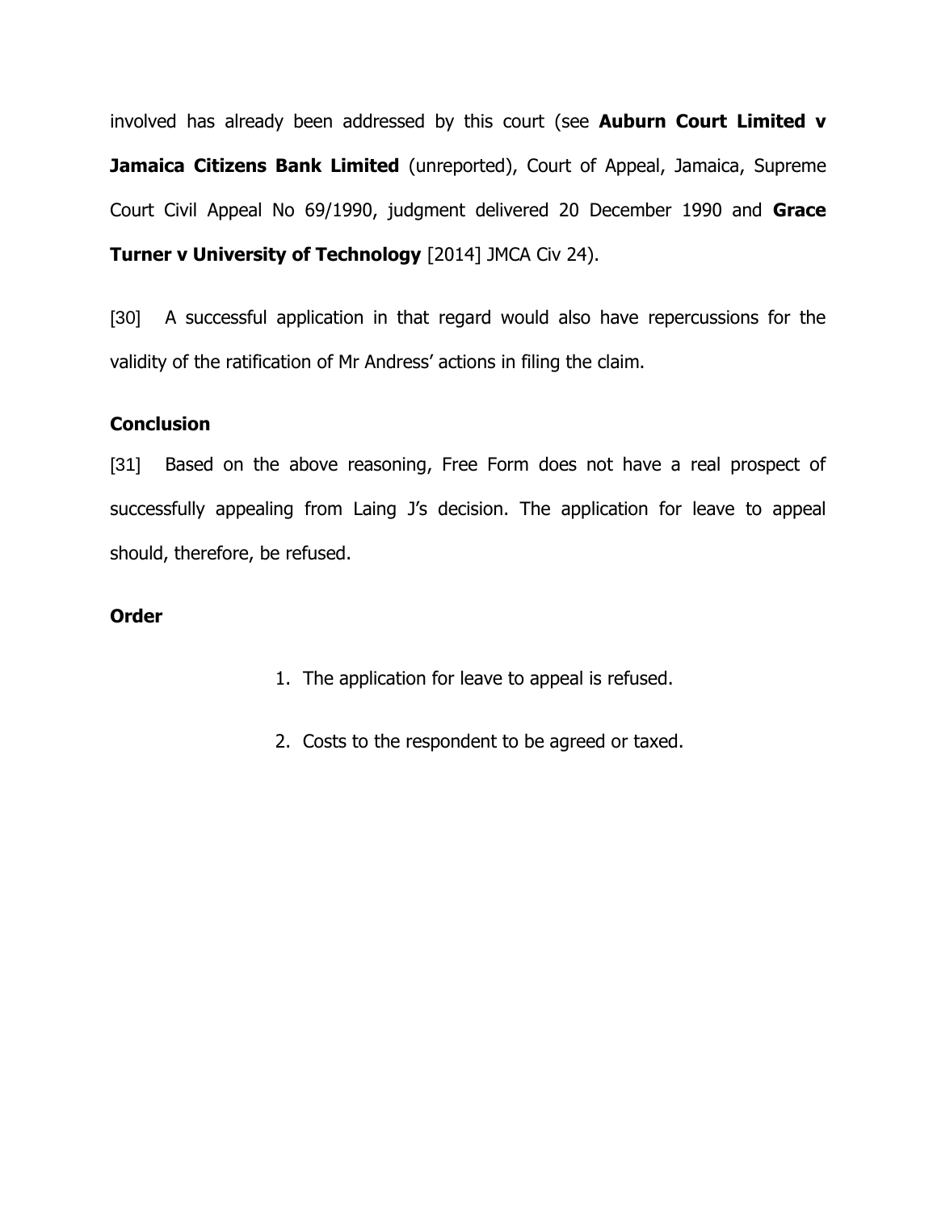involved has already been addressed by this court (see **Auburn Court Limited v Jamaica Citizens Bank Limited** (unreported), Court of Appeal, Jamaica, Supreme Court Civil Appeal No 69/1990, judgment delivered 20 December 1990 and **Grace Turner v University of Technology** [2014] JMCA Civ 24).

[30] A successful application in that regard would also have repercussions for the validity of the ratification of Mr Andress' actions in filing the claim.

**Conclusion**

[31] Based on the above reasoning, Free Form does not have a real prospect of successfully appealing from Laing J's decision. The application for leave to appeal should, therefore, be refused.

**Order**

1. The application for leave to appeal is refused.
2. Costs to the respondent to be agreed or taxed.